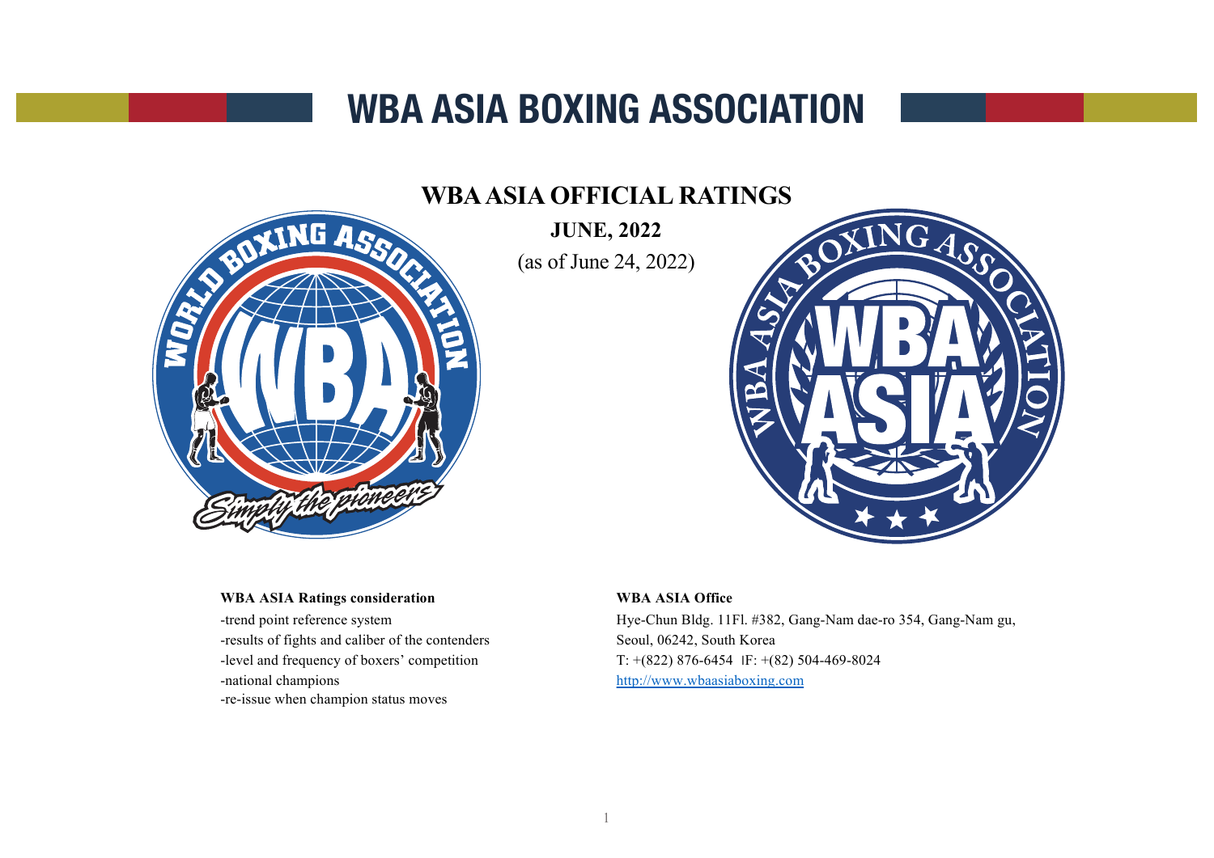# WBA ASIA BOXING ASSOCIATION

## WBA ASIA OFFICIAL RATINGS

**JUNE, 2022**

(as of June 24, 2022)

**WBA ASIA Ratings consideration**

-trend point reference system
-results of fights and caliber of the contenders
-level and frequency of boxers' competition
-national champions
-re-issue when champion status moves

**WBA ASIA Office**

Hye-Chun Bldg. 11Fl. #382, Gang-Nam dae-ro 354, Gang-Nam gu,
Seoul, 06242, South Korea
T: +(822) 876-6454 |F: +(82) 504-469-8024
http://www.wbaasiaboxing.com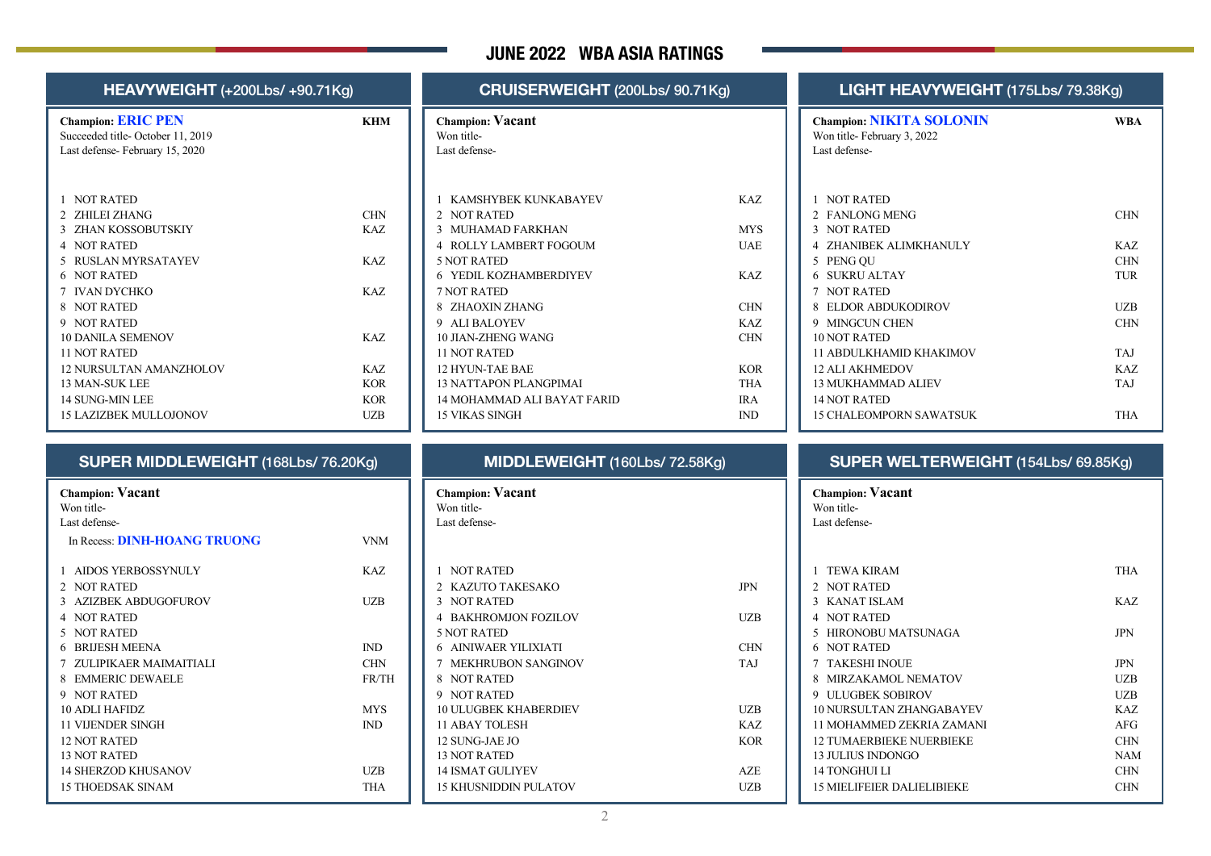# JUNE 2022 WBA ASIA RATINGS

## HEAVYWEIGHT (+200Lbs/ +90.71Kg)

**Champion: ERIC PEN** — KHM
Succeeded title- October 11, 2019
Last defense- February 15, 2020

| Rank | Name | Country |
|---|---|---|
| 1 | NOT RATED | |
| 2 | ZHILEI ZHANG | CHN |
| 3 | ZHAN KOSSOBUTSKIY | KAZ |
| 4 | NOT RATED | |
| 5 | RUSLAN MYRSATAYEV | KAZ |
| 6 | NOT RATED | |
| 7 | IVAN DYCHKO | KAZ |
| 8 | NOT RATED | |
| 9 | NOT RATED | |
| 10 | DANILA SEMENOV | KAZ |
| 11 | NOT RATED | |
| 12 | NURSULTAN AMANZHOLOV | KAZ |
| 13 | MAN-SUK LEE | KOR |
| 14 | SUNG-MIN LEE | KOR |
| 15 | LAZIZBEK MULLOJONOV | UZB |

## CRUISERWEIGHT (200Lbs/ 90.71Kg)

**Champion: Vacant**
Won title-
Last defense-

| Rank | Name | Country |
|---|---|---|
| 1 | KAMSHYBEK KUNKABAYEV | KAZ |
| 2 | NOT RATED | |
| 3 | MUHAMAD FARKHAN | MYS |
| 4 | ROLLY LAMBERT FOGOUM | UAE |
| 5 | NOT RATED | |
| 6 | YEDIL KOZHAMBERDIYEV | KAZ |
| 7 | NOT RATED | |
| 8 | ZHAOXIN ZHANG | CHN |
| 9 | ALI BALOYEV | KAZ |
| 10 | JIAN-ZHENG WANG | CHN |
| 11 | NOT RATED | |
| 12 | HYUN-TAE BAE | KOR |
| 13 | NATTAPON PLANGPIMAI | THA |
| 14 | MOHAMMAD ALI BAYAT FARID | IRA |
| 15 | VIKAS SINGH | IND |

## LIGHT HEAVYWEIGHT (175Lbs/ 79.38Kg)

**Champion: NIKITA SOLONIN** — WBA
Won title- February 3, 2022
Last defense-

| Rank | Name | Country |
|---|---|---|
| 1 | NOT RATED | |
| 2 | FANLONG MENG | CHN |
| 3 | NOT RATED | |
| 4 | ZHANIBEK ALIMKHANULY | KAZ |
| 5 | PENG QU | CHN |
| 6 | SUKRU ALTAY | TUR |
| 7 | NOT RATED | |
| 8 | ELDOR ABDUKODIROV | UZB |
| 9 | MINGCUN CHEN | CHN |
| 10 | NOT RATED | |
| 11 | ABDULKHAMID KHAKIMOV | TAJ |
| 12 | ALI AKHMEDOV | KAZ |
| 13 | MUKHAMMAD ALIEV | TAJ |
| 14 | NOT RATED | |
| 15 | CHALEOMPORN SAWATSUK | THA |

## SUPER MIDDLEWEIGHT (168Lbs/ 76.20Kg)

**Champion: Vacant**
Won title-
Last defense-
In Recess: **DINH-HOANG TRUONG** — VNM

| Rank | Name | Country |
|---|---|---|
| 1 | AIDOS YERBOSSYNULY | KAZ |
| 2 | NOT RATED | |
| 3 | AZIZBEK ABDUGOFUROV | UZB |
| 4 | NOT RATED | |
| 5 | NOT RATED | |
| 6 | BRIJESH MEENA | IND |
| 7 | ZULIPIKAER MAIMAITIALI | CHN |
| 8 | EMMERIC DEWAELE | FR/TH |
| 9 | NOT RATED | |
| 10 | ADLI HAFIDZ | MYS |
| 11 | VIJENDER SINGH | IND |
| 12 | NOT RATED | |
| 13 | NOT RATED | |
| 14 | SHERZOD KHUSANOV | UZB |
| 15 | THOEDSAK SINAM | THA |

## MIDDLEWEIGHT (160Lbs/ 72.58Kg)

**Champion: Vacant**
Won title-
Last defense-

| Rank | Name | Country |
|---|---|---|
| 1 | NOT RATED | |
| 2 | KAZUTO TAKESAKO | JPN |
| 3 | NOT RATED | |
| 4 | BAKHROMJON FOZILOV | UZB |
| 5 | NOT RATED | |
| 6 | AINIWAER YILIXIATI | CHN |
| 7 | MEKHRUBON SANGINOV | TAJ |
| 8 | NOT RATED | |
| 9 | NOT RATED | |
| 10 | ULUGBEK KHABERDIEV | UZB |
| 11 | ABAY TOLESH | KAZ |
| 12 | SUNG-JAE JO | KOR |
| 13 | NOT RATED | |
| 14 | ISMAT GULIYEV | AZE |
| 15 | KHUSNIDDIN PULATOV | UZB |

## SUPER WELTERWEIGHT (154Lbs/ 69.85Kg)

**Champion: Vacant**
Won title-
Last defense-

| Rank | Name | Country |
|---|---|---|
| 1 | TEWA KIRAM | THA |
| 2 | NOT RATED | |
| 3 | KANAT ISLAM | KAZ |
| 4 | NOT RATED | |
| 5 | HIRONOBU MATSUNAGA | JPN |
| 6 | NOT RATED | |
| 7 | TAKESHI INOUE | JPN |
| 8 | MIRZAKAMOL NEMATOV | UZB |
| 9 | ULUGBEK SOBIROV | UZB |
| 10 | NURSULTAN ZHANGABAYEV | KAZ |
| 11 | MOHAMMED ZEKRIA ZAMANI | AFG |
| 12 | TUMAERBIEKE NUERBIEKE | CHN |
| 13 | JULIUS INDONGO | NAM |
| 14 | TONGHUI LI | CHN |
| 15 | MIELIFEIER DALIELIBIEKE | CHN |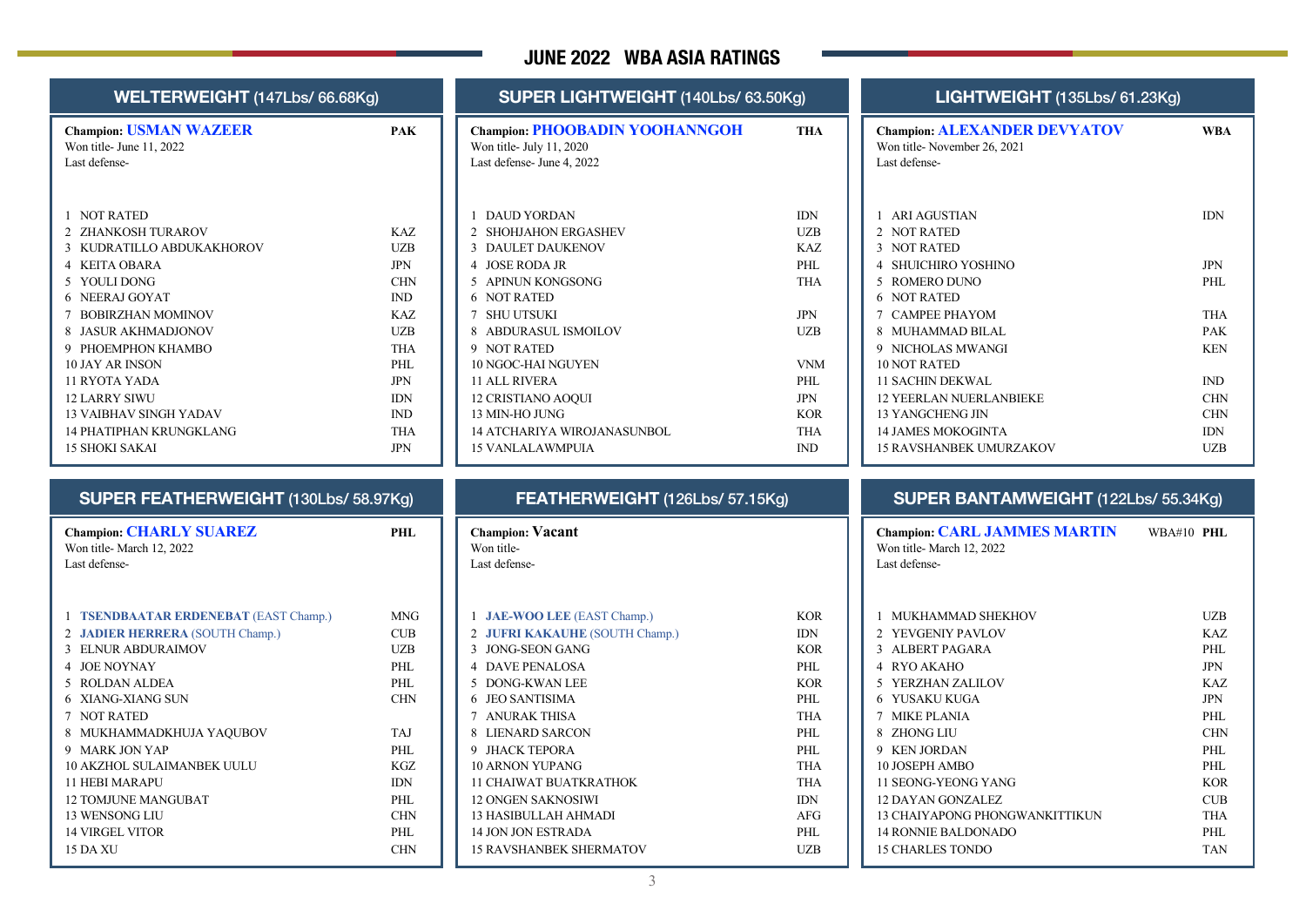# JUNE 2022 WBA ASIA RATINGS

## WELTERWEIGHT (147Lbs/ 66.68Kg)

**Champion: USMAN WAZEER** — PAK
Won title- June 11, 2022
Last defense-

| # | Name | Country |
|---|---|---|
| 1 | NOT RATED | |
| 2 | ZHANKOSH TURAROV | KAZ |
| 3 | KUDRATILLO ABDUKAKHOROV | UZB |
| 4 | KEITA OBARA | JPN |
| 5 | YOULI DONG | CHN |
| 6 | NEERAJ GOYAT | IND |
| 7 | BOBIRZHAN MOMINOV | KAZ |
| 8 | JASUR AKHMADJONOV | UZB |
| 9 | PHOEMPHON KHAMBO | THA |
| 10 | JAY AR INSON | PHL |
| 11 | RYOTA YADA | JPN |
| 12 | LARRY SIWU | IDN |
| 13 | VAIBHAV SINGH YADAV | IND |
| 14 | PHATIPHAN KRUNGKLANG | THA |
| 15 | SHOKI SAKAI | JPN |

## SUPER LIGHTWEIGHT (140Lbs/ 63.50Kg)

**Champion: PHOOBADIN YOOHANNGOH** — THA
Won title- July 11, 2020
Last defense- June 4, 2022

| # | Name | Country |
|---|---|---|
| 1 | DAUD YORDAN | IDN |
| 2 | SHOHJAHON ERGASHEV | UZB |
| 3 | DAULET DAUKENOV | KAZ |
| 4 | JOSE RODA JR | PHL |
| 5 | APINUN KONGSONG | THA |
| 6 | NOT RATED | |
| 7 | SHU UTSUKI | JPN |
| 8 | ABDURASUL ISMOILOV | UZB |
| 9 | NOT RATED | |
| 10 | NGOC-HAI NGUYEN | VNM |
| 11 | ALL RIVERA | PHL |
| 12 | CRISTIANO AOQUI | JPN |
| 13 | MIN-HO JUNG | KOR |
| 14 | ATCHARIYA WIROJANASUNBOL | THA |
| 15 | VANLALAWMPUIA | IND |

## LIGHTWEIGHT (135Lbs/ 61.23Kg)

**Champion: ALEXANDER DEVYATOV** — WBA
Won title- November 26, 2021
Last defense-

| # | Name | Country |
|---|---|---|
| 1 | ARI AGUSTIAN | IDN |
| 2 | NOT RATED | |
| 3 | NOT RATED | |
| 4 | SHUICHIRO YOSHINO | JPN |
| 5 | ROMERO DUNO | PHL |
| 6 | NOT RATED | |
| 7 | CAMPEE PHAYOM | THA |
| 8 | MUHAMMAD BILAL | PAK |
| 9 | NICHOLAS MWANGI | KEN |
| 10 | NOT RATED | |
| 11 | SACHIN DEKWAL | IND |
| 12 | YEERLAN NUERLANBIEKE | CHN |
| 13 | YANGCHENG JIN | CHN |
| 14 | JAMES MOKOGINTA | IDN |
| 15 | RAVSHANBEK UMURZAKOV | UZB |

## SUPER FEATHERWEIGHT (130Lbs/ 58.97Kg)

**Champion: CHARLY SUAREZ** — PHL
Won title- March 12, 2022
Last defense-

| # | Name | Country |
|---|---|---|
| 1 | **TSENDBAATAR ERDENEBAT** (EAST Champ.) | MNG |
| 2 | **JADIER HERRERA** (SOUTH Champ.) | CUB |
| 3 | ELNUR ABDURAIMOV | UZB |
| 4 | JOE NOYNAY | PHL |
| 5 | ROLDAN ALDEA | PHL |
| 6 | XIANG-XIANG SUN | CHN |
| 7 | NOT RATED | |
| 8 | MUKHAMMADKHUJA YAQUBOV | TAJ |
| 9 | MARK JON YAP | PHL |
| 10 | AKZHOL SULAIMANBEK UULU | KGZ |
| 11 | HEBI MARAPU | IDN |
| 12 | TOMJUNE MANGUBAT | PHL |
| 13 | WENSONG LIU | CHN |
| 14 | VIRGEL VITOR | PHL |
| 15 | DA XU | CHN |

## FEATHERWEIGHT (126Lbs/ 57.15Kg)

**Champion: Vacant**
Won title-
Last defense-

| # | Name | Country |
|---|---|---|
| 1 | **JAE-WOO LEE** (EAST Champ.) | KOR |
| 2 | **JUFRI KAKAUHE** (SOUTH Champ.) | IDN |
| 3 | JONG-SEON GANG | KOR |
| 4 | DAVE PENALOSA | PHL |
| 5 | DONG-KWAN LEE | KOR |
| 6 | JEO SANTISIMA | PHL |
| 7 | ANURAK THISA | THA |
| 8 | LIENARD SARCON | PHL |
| 9 | JHACK TEPORA | PHL |
| 10 | ARNON YUPANG | THA |
| 11 | CHAIWAT BUATKRATHOK | THA |
| 12 | ONGEN SAKNOSIWI | IDN |
| 13 | HASIBULLAH AHMADI | AFG |
| 14 | JON JON ESTRADA | PHL |
| 15 | RAVSHANBEK SHERMATOV | UZB |

## SUPER BANTAMWEIGHT (122Lbs/ 55.34Kg)

**Champion: CARL JAMMES MARTIN** — WBA#10 PHL
Won title- March 12, 2022
Last defense-

| # | Name | Country |
|---|---|---|
| 1 | MUKHAMMAD SHEKHOV | UZB |
| 2 | YEVGENIY PAVLOV | KAZ |
| 3 | ALBERT PAGARA | PHL |
| 4 | RYO AKAHO | JPN |
| 5 | YERZHAN ZALILOV | KAZ |
| 6 | YUSAKU KUGA | JPN |
| 7 | MIKE PLANIA | PHL |
| 8 | ZHONG LIU | CHN |
| 9 | KEN JORDAN | PHL |
| 10 | JOSEPH AMBO | PHL |
| 11 | SEONG-YEONG YANG | KOR |
| 12 | DAYAN GONZALEZ | CUB |
| 13 | CHAIYAPONG PHONGWANKITTIKUN | THA |
| 14 | RONNIE BALDONADO | PHL |
| 15 | CHARLES TONDO | TAN |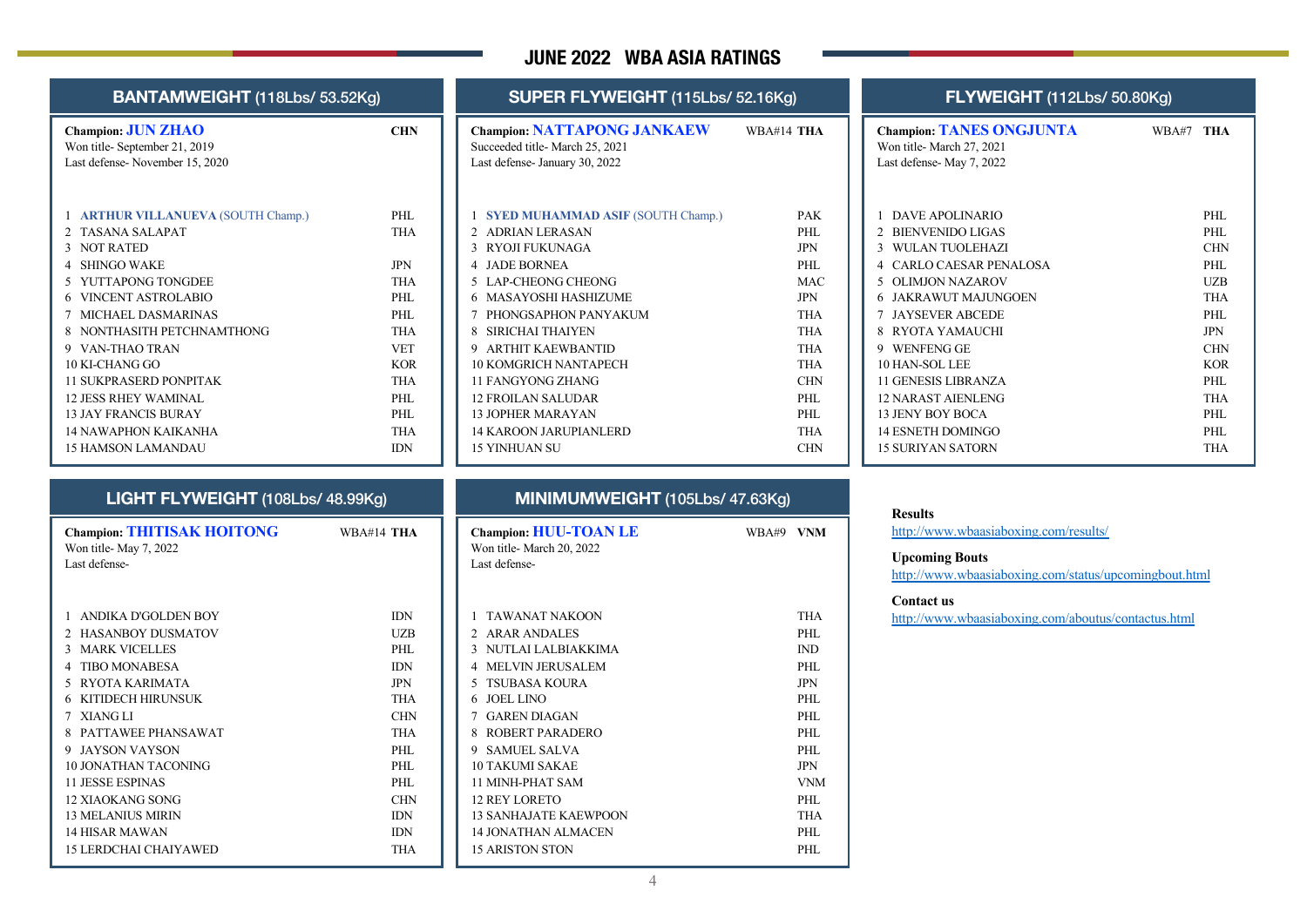# JUNE 2022 WBA ASIA RATINGS

## BANTAMWEIGHT (118Lbs/ 53.52Kg)

**Champion: JUN ZHAO** — **CHN**
Won title- September 21, 2019
Last defense- November 15, 2020

| | | |
|---|---|---|
| 1 | **ARTHUR VILLANUEVA** (SOUTH Champ.) | PHL |
| 2 | TASANA SALAPAT | THA |
| 3 | NOT RATED | |
| 4 | SHINGO WAKE | JPN |
| 5 | YUTTAPONG TONGDEE | THA |
| 6 | VINCENT ASTROLABIO | PHL |
| 7 | MICHAEL DASMARINAS | PHL |
| 8 | NONTHASITH PETCHNAMTHONG | THA |
| 9 | VAN-THAO TRAN | VET |
| 10 | KI-CHANG GO | KOR |
| 11 | SUKPRASERD PONPITAK | THA |
| 12 | JESS RHEY WAMINAL | PHL |
| 13 | JAY FRANCIS BURAY | PHL |
| 14 | NAWAPHON KAIKANHA | THA |
| 15 | HAMSON LAMANDAU | IDN |

## SUPER FLYWEIGHT (115Lbs/ 52.16Kg)

**Champion: NATTAPONG JANKAEW** — WBA#14 **THA**
Succeeded title- March 25, 2021
Last defense- January 30, 2022

| | | |
|---|---|---|
| 1 | **SYED MUHAMMAD ASIF** (SOUTH Champ.) | PAK |
| 2 | ADRIAN LERASAN | PHL |
| 3 | RYOJI FUKUNAGA | JPN |
| 4 | JADE BORNEA | PHL |
| 5 | LAP-CHEONG CHEONG | MAC |
| 6 | MASAYOSHI HASHIZUME | JPN |
| 7 | PHONGSAPHON PANYAKUM | THA |
| 8 | SIRICHAI THAIYEN | THA |
| 9 | ARTHIT KAEWBANTID | THA |
| 10 | KOMGRICH NANTAPECH | THA |
| 11 | FANGYONG ZHANG | CHN |
| 12 | FROILAN SALUDAR | PHL |
| 13 | JOPHER MARAYAN | PHL |
| 14 | KAROON JARUPIANLERD | THA |
| 15 | YINHUAN SU | CHN |

## FLYWEIGHT (112Lbs/ 50.80Kg)

**Champion: TANES ONGJUNTA** — WBA#7 **THA**
Won title- March 27, 2021
Last defense- May 7, 2022

| | | |
|---|---|---|
| 1 | DAVE APOLINARIO | PHL |
| 2 | BIENVENIDO LIGAS | PHL |
| 3 | WULAN TUOLEHAZI | CHN |
| 4 | CARLO CAESAR PENALOSA | PHL |
| 5 | OLIMJON NAZAROV | UZB |
| 6 | JAKRAWUT MAJUNGOEN | THA |
| 7 | JAYSEVER ABCEDE | PHL |
| 8 | RYOTA YAMAUCHI | JPN |
| 9 | WENFENG GE | CHN |
| 10 | HAN-SOL LEE | KOR |
| 11 | GENESIS LIBRANZA | PHL |
| 12 | NARAST AIENLENG | THA |
| 13 | JENY BOY BOCA | PHL |
| 14 | ESNETH DOMINGO | PHL |
| 15 | SURIYAN SATORN | THA |

## LIGHT FLYWEIGHT (108Lbs/ 48.99Kg)

**Champion: THITISAK HOITONG** — WBA#14 **THA**
Won title- May 7, 2022
Last defense-

| | | |
|---|---|---|
| 1 | ANDIKA D'GOLDEN BOY | IDN |
| 2 | HASANBOY DUSMATOV | UZB |
| 3 | MARK VICELLES | PHL |
| 4 | TIBO MONABESA | IDN |
| 5 | RYOTA KARIMATA | JPN |
| 6 | KITIDECH HIRUNSUK | THA |
| 7 | XIANG LI | CHN |
| 8 | PATTAWEE PHANSAWAT | THA |
| 9 | JAYSON VAYSON | PHL |
| 10 | JONATHAN TACONING | PHL |
| 11 | JESSE ESPINAS | PHL |
| 12 | XIAOKANG SONG | CHN |
| 13 | MELANIUS MIRIN | IDN |
| 14 | HISAR MAWAN | IDN |
| 15 | LERDCHAI CHAIYAWED | THA |

## MINIMUMWEIGHT (105Lbs/ 47.63Kg)

**Champion: HUU-TOAN LE** — WBA#9 **VNM**
Won title- March 20, 2022
Last defense-

| | | |
|---|---|---|
| 1 | TAWANAT NAKOON | THA |
| 2 | ARAR ANDALES | PHL |
| 3 | NUTLAI LALBIAKKIMA | IND |
| 4 | MELVIN JERUSALEM | PHL |
| 5 | TSUBASA KOURA | JPN |
| 6 | JOEL LINO | PHL |
| 7 | GAREN DIAGAN | PHL |
| 8 | ROBERT PARADERO | PHL |
| 9 | SAMUEL SALVA | PHL |
| 10 | TAKUMI SAKAE | JPN |
| 11 | MINH-PHAT SAM | VNM |
| 12 | REY LORETO | PHL |
| 13 | SANHAJATE KAEWPOON | THA |
| 14 | JONATHAN ALMACEN | PHL |
| 15 | ARISTON STON | PHL |

**Results**
http://www.wbaasiaboxing.com/results/

**Upcoming Bouts**
http://www.wbaasiaboxing.com/status/upcomingbout.html

**Contact us**
http://www.wbaasiaboxing.com/aboutus/contactus.html